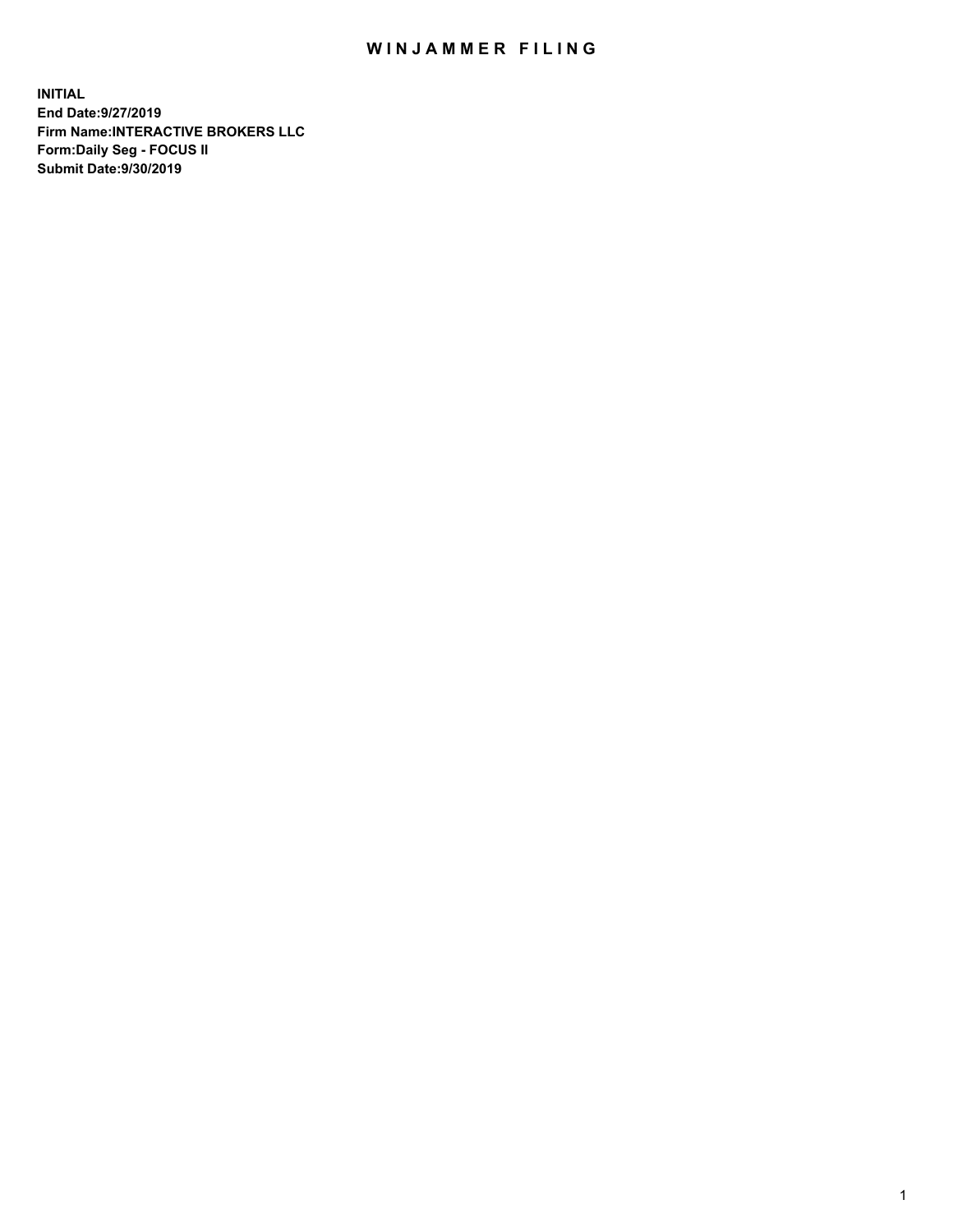# WINJAMMER FILING

**INITIAL**
**End Date:9/27/2019**
**Firm Name:INTERACTIVE BROKERS LLC**
**Form:Daily Seg - FOCUS II**
**Submit Date:9/30/2019**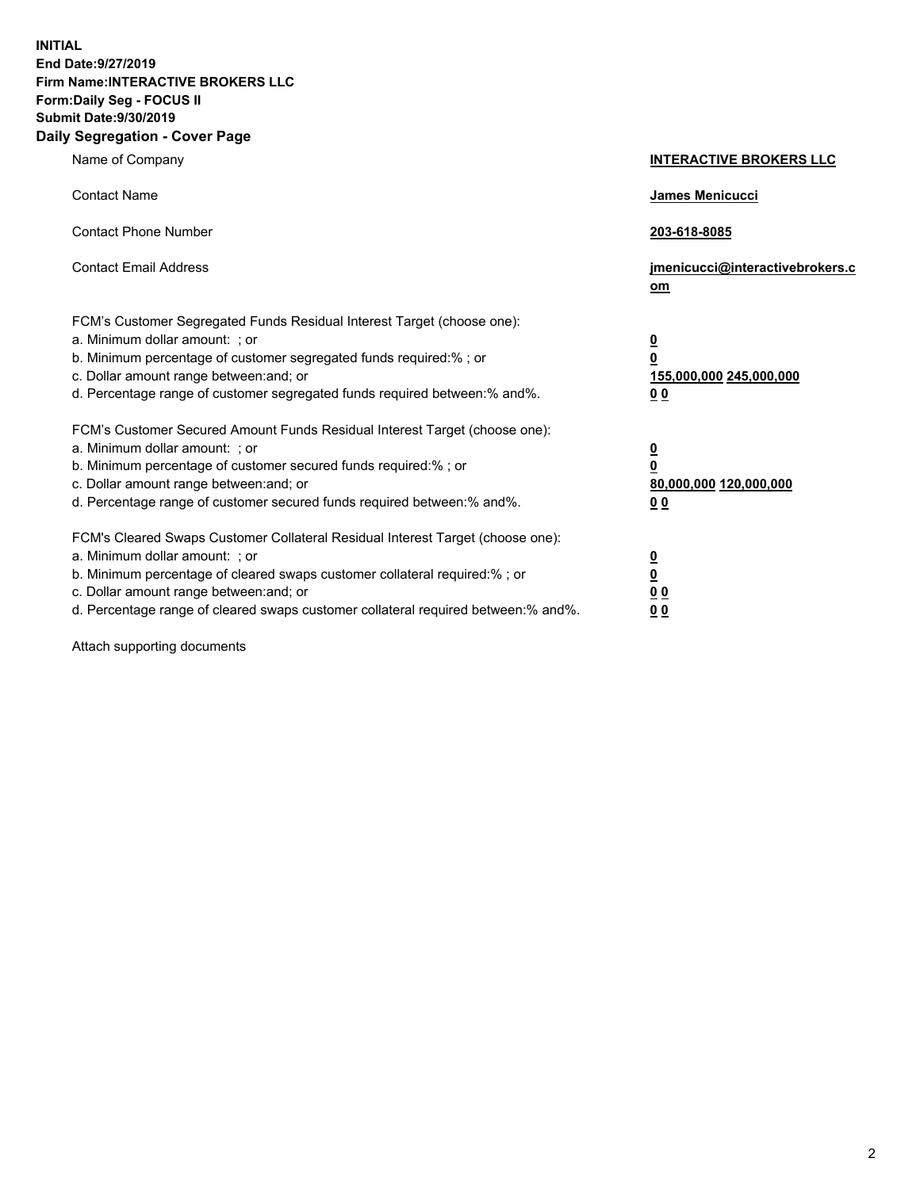**INITIAL**
**End Date:9/27/2019**
**Firm Name:INTERACTIVE BROKERS LLC**
**Form:Daily Seg - FOCUS II**
**Submit Date:9/30/2019**
**Daily Segregation - Cover Page**

| | |
|---|---|
| Name of Company | **INTERACTIVE BROKERS LLC** |
| Contact Name | **James Menicucci** |
| Contact Phone Number | **203-618-8085** |
| Contact Email Address | **jmenicucci@interactivebrokers.com** |
| FCM's Customer Segregated Funds Residual Interest Target (choose one): | |
| a. Minimum dollar amount: ; or | **0** |
| b. Minimum percentage of customer segregated funds required:% ; or | **0** |
| c. Dollar amount range between:and; or | **155,000,000 245,000,000** |
| d. Percentage range of customer segregated funds required between:% and%. | **0 0** |
| FCM's Customer Secured Amount Funds Residual Interest Target (choose one): | |
| a. Minimum dollar amount: ; or | **0** |
| b. Minimum percentage of customer secured funds required:% ; or | **0** |
| c. Dollar amount range between:and; or | **80,000,000 120,000,000** |
| d. Percentage range of customer secured funds required between:% and%. | **0 0** |
| FCM's Cleared Swaps Customer Collateral Residual Interest Target (choose one): | |
| a. Minimum dollar amount: ; or | **0** |
| b. Minimum percentage of cleared swaps customer collateral required:% ; or | **0** |
| c. Dollar amount range between:and; or | **0 0** |
| d. Percentage range of cleared swaps customer collateral required between:% and%. | **0 0** |

Attach supporting documents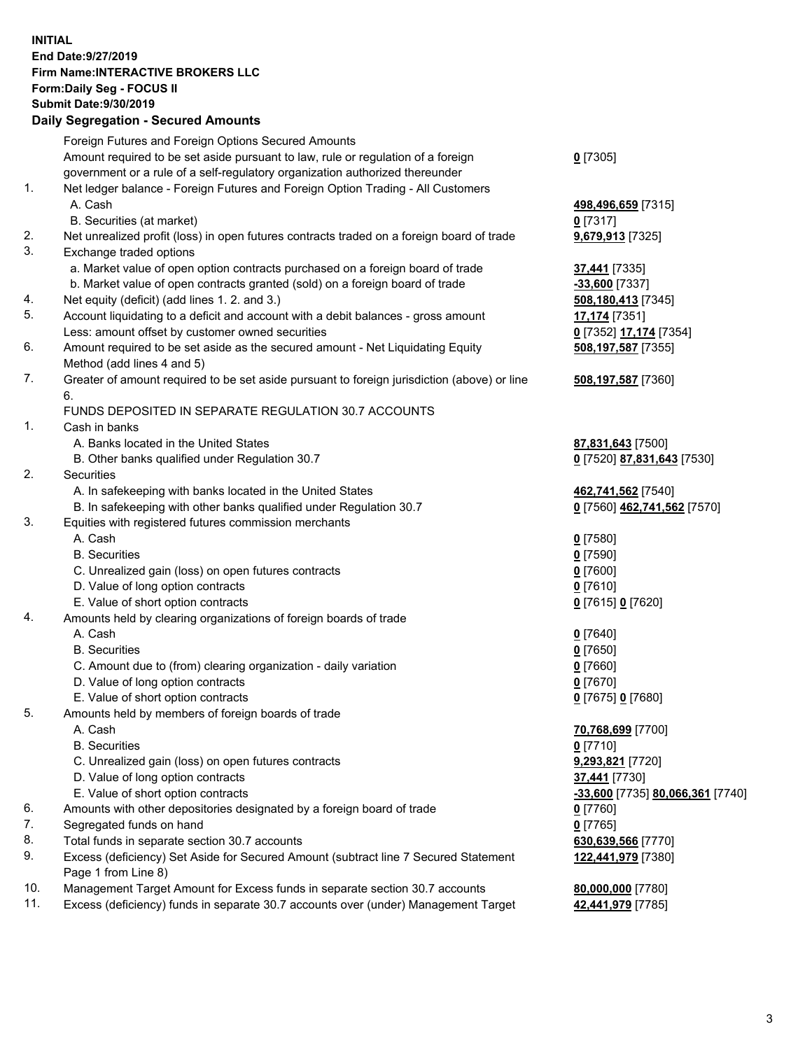**INITIAL**
**End Date:9/27/2019**
**Firm Name:INTERACTIVE BROKERS LLC**
**Form:Daily Seg - FOCUS II**
**Submit Date:9/30/2019**

## Daily Segregation - Secured Amounts

| | | |
|---|---|---|
| | Foreign Futures and Foreign Options Secured Amounts | |
| | Amount required to be set aside pursuant to law, rule or regulation of a foreign government or a rule of a self-regulatory organization authorized thereunder | **0** [7305] |
| 1. | Net ledger balance - Foreign Futures and Foreign Option Trading - All Customers | |
| | A. Cash | **498,496,659** [7315] |
| | B. Securities (at market) | **0** [7317] |
| 2. | Net unrealized profit (loss) in open futures contracts traded on a foreign board of trade | **9,679,913** [7325] |
| 3. | Exchange traded options | |
| | a. Market value of open option contracts purchased on a foreign board of trade | **37,441** [7335] |
| | b. Market value of open contracts granted (sold) on a foreign board of trade | **-33,600** [7337] |
| 4. | Net equity (deficit) (add lines 1. 2. and 3.) | **508,180,413** [7345] |
| 5. | Account liquidating to a deficit and account with a debit balances - gross amount | **17,174** [7351] |
| | Less: amount offset by customer owned securities | **0** [7352] **17,174** [7354] |
| 6. | Amount required to be set aside as the secured amount - Net Liquidating Equity Method (add lines 4 and 5) | **508,197,587** [7355] |
| 7. | Greater of amount required to be set aside pursuant to foreign jurisdiction (above) or line 6. | **508,197,587** [7360] |
| | FUNDS DEPOSITED IN SEPARATE REGULATION 30.7 ACCOUNTS | |
| 1. | Cash in banks | |
| | A. Banks located in the United States | **87,831,643** [7500] |
| | B. Other banks qualified under Regulation 30.7 | **0** [7520] **87,831,643** [7530] |
| 2. | Securities | |
| | A. In safekeeping with banks located in the United States | **462,741,562** [7540] |
| | B. In safekeeping with other banks qualified under Regulation 30.7 | **0** [7560] **462,741,562** [7570] |
| 3. | Equities with registered futures commission merchants | |
| | A. Cash | **0** [7580] |
| | B. Securities | **0** [7590] |
| | C. Unrealized gain (loss) on open futures contracts | **0** [7600] |
| | D. Value of long option contracts | **0** [7610] |
| | E. Value of short option contracts | **0** [7615] **0** [7620] |
| 4. | Amounts held by clearing organizations of foreign boards of trade | |
| | A. Cash | **0** [7640] |
| | B. Securities | **0** [7650] |
| | C. Amount due to (from) clearing organization - daily variation | **0** [7660] |
| | D. Value of long option contracts | **0** [7670] |
| | E. Value of short option contracts | **0** [7675] **0** [7680] |
| 5. | Amounts held by members of foreign boards of trade | |
| | A. Cash | **70,768,699** [7700] |
| | B. Securities | **0** [7710] |
| | C. Unrealized gain (loss) on open futures contracts | **9,293,821** [7720] |
| | D. Value of long option contracts | **37,441** [7730] |
| | E. Value of short option contracts | **-33,600** [7735] **80,066,361** [7740] |
| 6. | Amounts with other depositories designated by a foreign board of trade | **0** [7760] |
| 7. | Segregated funds on hand | **0** [7765] |
| 8. | Total funds in separate section 30.7 accounts | **630,639,566** [7770] |
| 9. | Excess (deficiency) Set Aside for Secured Amount (subtract line 7 Secured Statement Page 1 from Line 8) | **122,441,979** [7380] |
| 10. | Management Target Amount for Excess funds in separate section 30.7 accounts | **80,000,000** [7780] |
| 11. | Excess (deficiency) funds in separate 30.7 accounts over (under) Management Target | **42,441,979** [7785] |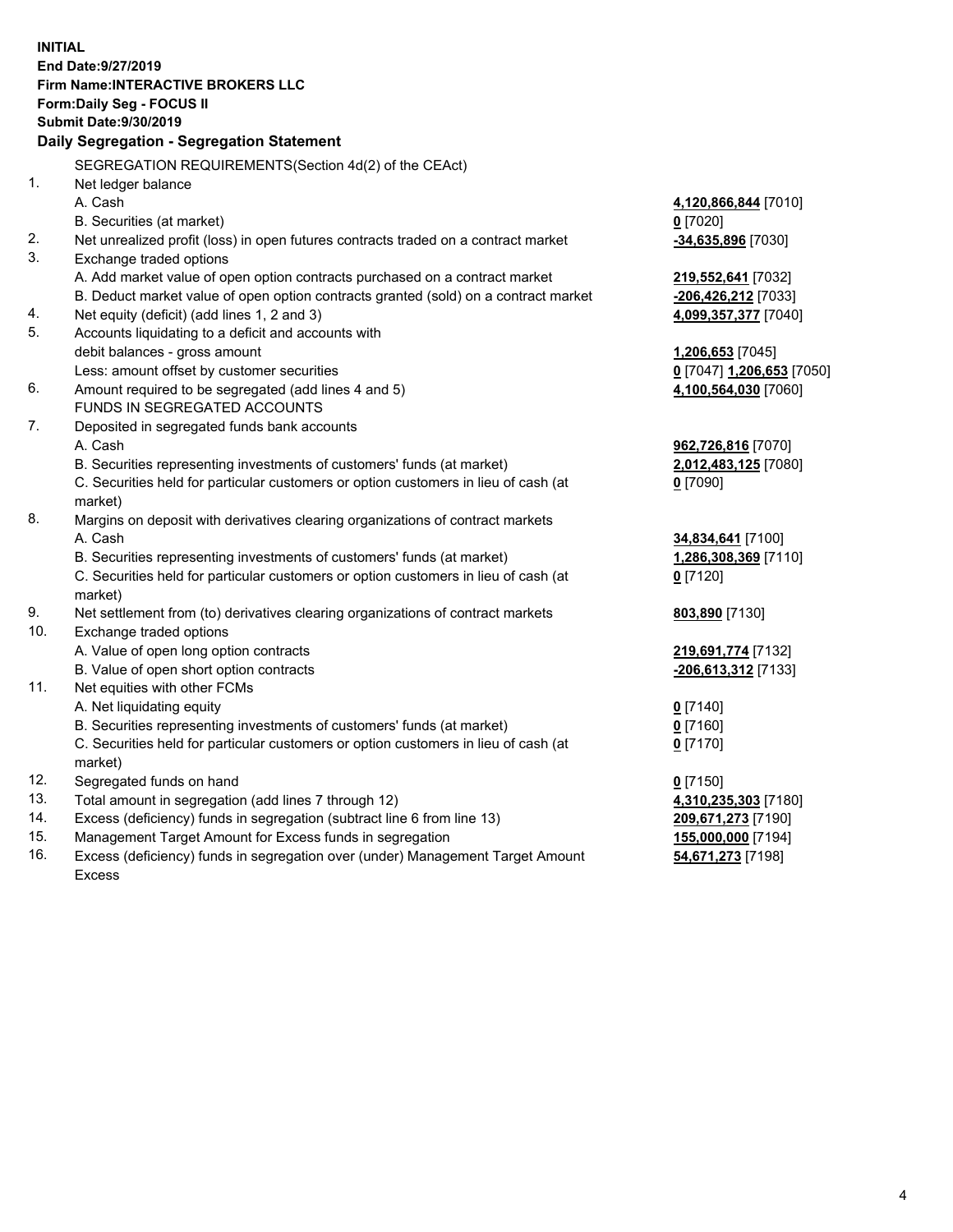**INITIAL**
**End Date:9/27/2019**
**Firm Name:INTERACTIVE BROKERS LLC**
**Form:Daily Seg - FOCUS II**
**Submit Date:9/30/2019**

**Daily Segregation - Segregation Statement**

SEGREGATION REQUIREMENTS(Section 4d(2) of the CEAct)

| | | |
|---|---|---|
| 1. | Net ledger balance | |
| | A. Cash | **4,120,866,844** [7010] |
| | B. Securities (at market) | **0** [7020] |
| 2. | Net unrealized profit (loss) in open futures contracts traded on a contract market | **-34,635,896** [7030] |
| 3. | Exchange traded options | |
| | A. Add market value of open option contracts purchased on a contract market | **219,552,641** [7032] |
| | B. Deduct market value of open option contracts granted (sold) on a contract market | **-206,426,212** [7033] |
| 4. | Net equity (deficit) (add lines 1, 2 and 3) | **4,099,357,377** [7040] |
| 5. | Accounts liquidating to a deficit and accounts with debit balances - gross amount | **1,206,653** [7045] |
| | Less: amount offset by customer securities | **0** [7047] **1,206,653** [7050] |
| 6. | Amount required to be segregated (add lines 4 and 5) | **4,100,564,030** [7060] |
| | FUNDS IN SEGREGATED ACCOUNTS | |
| 7. | Deposited in segregated funds bank accounts | |
| | A. Cash | **962,726,816** [7070] |
| | B. Securities representing investments of customers' funds (at market) | **2,012,483,125** [7080] |
| | C. Securities held for particular customers or option customers in lieu of cash (at market) | **0** [7090] |
| 8. | Margins on deposit with derivatives clearing organizations of contract markets | |
| | A. Cash | **34,834,641** [7100] |
| | B. Securities representing investments of customers' funds (at market) | **1,286,308,369** [7110] |
| | C. Securities held for particular customers or option customers in lieu of cash (at market) | **0** [7120] |
| 9. | Net settlement from (to) derivatives clearing organizations of contract markets | **803,890** [7130] |
| 10. | Exchange traded options | |
| | A. Value of open long option contracts | **219,691,774** [7132] |
| | B. Value of open short option contracts | **-206,613,312** [7133] |
| 11. | Net equities with other FCMs | |
| | A. Net liquidating equity | **0** [7140] |
| | B. Securities representing investments of customers' funds (at market) | **0** [7160] |
| | C. Securities held for particular customers or option customers in lieu of cash (at market) | **0** [7170] |
| 12. | Segregated funds on hand | **0** [7150] |
| 13. | Total amount in segregation (add lines 7 through 12) | **4,310,235,303** [7180] |
| 14. | Excess (deficiency) funds in segregation (subtract line 6 from line 13) | **209,671,273** [7190] |
| 15. | Management Target Amount for Excess funds in segregation | **155,000,000** [7194] |
| 16. | Excess (deficiency) funds in segregation over (under) Management Target Amount Excess | **54,671,273** [7198] |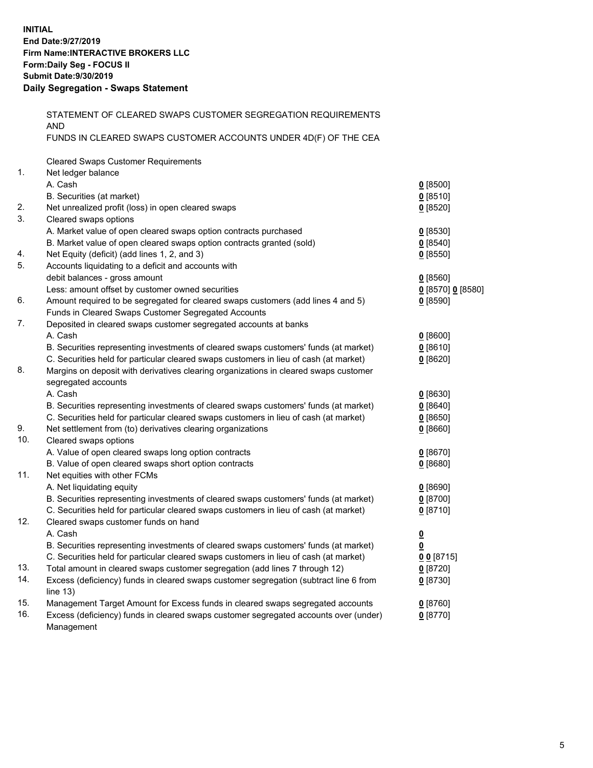**INITIAL**
**End Date:9/27/2019**
**Firm Name:INTERACTIVE BROKERS LLC**
**Form:Daily Seg - FOCUS II**
**Submit Date:9/30/2019**
**Daily Segregation - Swaps Statement**

STATEMENT OF CLEARED SWAPS CUSTOMER SEGREGATION REQUIREMENTS
AND
FUNDS IN CLEARED SWAPS CUSTOMER ACCOUNTS UNDER 4D(F) OF THE CEA

| | | |
|---|---|---|
| | Cleared Swaps Customer Requirements | |
| 1. | Net ledger balance | |
| | A. Cash | 0 [8500] |
| | B. Securities (at market) | 0 [8510] |
| 2. | Net unrealized profit (loss) in open cleared swaps | 0 [8520] |
| 3. | Cleared swaps options | |
| | A. Market value of open cleared swaps option contracts purchased | 0 [8530] |
| | B. Market value of open cleared swaps option contracts granted (sold) | 0 [8540] |
| 4. | Net Equity (deficit) (add lines 1, 2, and 3) | 0 [8550] |
| 5. | Accounts liquidating to a deficit and accounts with | |
| | debit balances - gross amount | 0 [8560] |
| | Less: amount offset by customer owned securities | 0 [8570] 0 [8580] |
| 6. | Amount required to be segregated for cleared swaps customers (add lines 4 and 5) | 0 [8590] |
| | Funds in Cleared Swaps Customer Segregated Accounts | |
| 7. | Deposited in cleared swaps customer segregated accounts at banks | |
| | A. Cash | 0 [8600] |
| | B. Securities representing investments of cleared swaps customers' funds (at market) | 0 [8610] |
| | C. Securities held for particular cleared swaps customers in lieu of cash (at market) | 0 [8620] |
| 8. | Margins on deposit with derivatives clearing organizations in cleared swaps customer segregated accounts | |
| | A. Cash | 0 [8630] |
| | B. Securities representing investments of cleared swaps customers' funds (at market) | 0 [8640] |
| | C. Securities held for particular cleared swaps customers in lieu of cash (at market) | 0 [8650] |
| 9. | Net settlement from (to) derivatives clearing organizations | 0 [8660] |
| 10. | Cleared swaps options | |
| | A. Value of open cleared swaps long option contracts | 0 [8670] |
| | B. Value of open cleared swaps short option contracts | 0 [8680] |
| 11. | Net equities with other FCMs | |
| | A. Net liquidating equity | 0 [8690] |
| | B. Securities representing investments of cleared swaps customers' funds (at market) | 0 [8700] |
| | C. Securities held for particular cleared swaps customers in lieu of cash (at market) | 0 [8710] |
| 12. | Cleared swaps customer funds on hand | |
| | A. Cash | 0 |
| | B. Securities representing investments of cleared swaps customers' funds (at market) | 0 |
| | C. Securities held for particular cleared swaps customers in lieu of cash (at market) | 0 0 [8715] |
| 13. | Total amount in cleared swaps customer segregation (add lines 7 through 12) | 0 [8720] |
| 14. | Excess (deficiency) funds in cleared swaps customer segregation (subtract line 6 from line 13) | 0 [8730] |
| 15. | Management Target Amount for Excess funds in cleared swaps segregated accounts | 0 [8760] |
| 16. | Excess (deficiency) funds in cleared swaps customer segregated accounts over (under) Management | 0 [8770] |